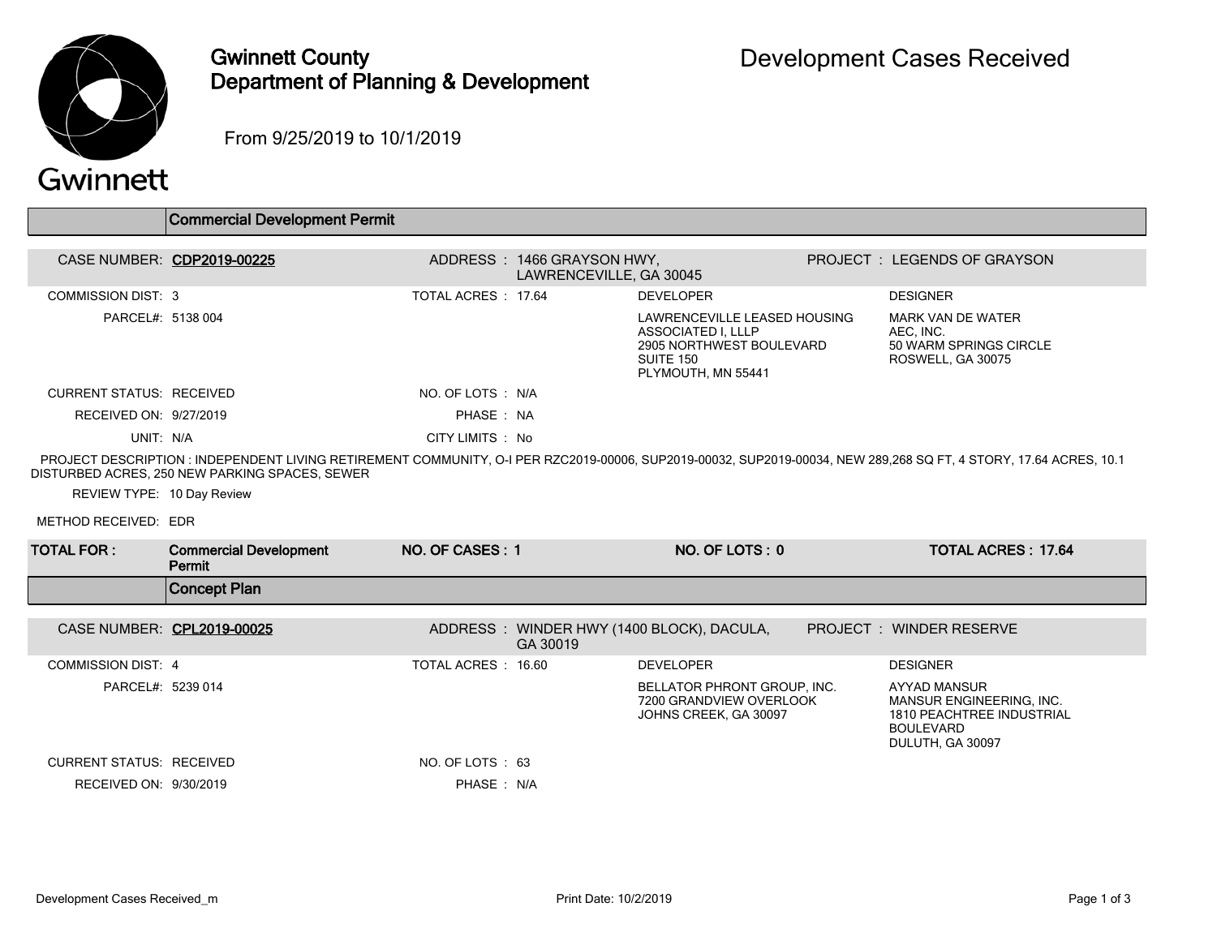# Gwinnett County
## Department of Planning & Development

# Development Cases Received

From 9/25/2019 to 10/1/2019

## Commercial Development Permit

| | | | |
|---|---|---|---|
| CASE NUMBER: **CDP2019-00225** | ADDRESS : 1466 GRAYSON HWY, LAWRENCEVILLE, GA 30045 | | PROJECT : LEGENDS OF GRAYSON |
| COMMISSION DIST: 3 | TOTAL ACRES : 17.64 | DEVELOPER | DESIGNER |
| PARCEL#: 5138 004 | | LAWRENCEVILLE LEASED HOUSING ASSOCIATED I, LLLP 2905 NORTHWEST BOULEVARD SUITE 150 PLYMOUTH, MN 55441 | MARK VAN DE WATER AEC, INC. 50 WARM SPRINGS CIRCLE ROSWELL, GA 30075 |
| CURRENT STATUS: RECEIVED | NO. OF LOTS : N/A | | |
| RECEIVED ON: 9/27/2019 | PHASE : NA | | |
| UNIT: N/A | CITY LIMITS : No | | |

PROJECT DESCRIPTION : INDEPENDENT LIVING RETIREMENT COMMUNITY, O-I PER RZC2019-00006, SUP2019-00032, SUP2019-00034, NEW 289,268 SQ FT, 4 STORY, 17.64 ACRES, 10.1 DISTURBED ACRES, 250 NEW PARKING SPACES, SEWER

REVIEW TYPE: 10 Day Review

METHOD RECEIVED: EDR

| TOTAL FOR : | NO. OF CASES : | NO. OF LOTS : | TOTAL ACRES : |
|---|---|---|---|
| **Commercial Development Permit** | **1** | **0** | **17.64** |

## Concept Plan

| | | | |
|---|---|---|---|
| CASE NUMBER: **CPL2019-00025** | ADDRESS : WINDER HWY (1400 BLOCK), DACULA, GA 30019 | | PROJECT : WINDER RESERVE |
| COMMISSION DIST: 4 | TOTAL ACRES : 16.60 | DEVELOPER | DESIGNER |
| PARCEL#: 5239 014 | | BELLATOR PHRONT GROUP, INC. 7200 GRANDVIEW OVERLOOK JOHNS CREEK, GA 30097 | AYYAD MANSUR MANSUR ENGINEERING, INC. 1810 PEACHTREE INDUSTRIAL BOULEVARD DULUTH, GA 30097 |
| CURRENT STATUS: RECEIVED | NO. OF LOTS : 63 | | |
| RECEIVED ON: 9/30/2019 | PHASE : N/A | | |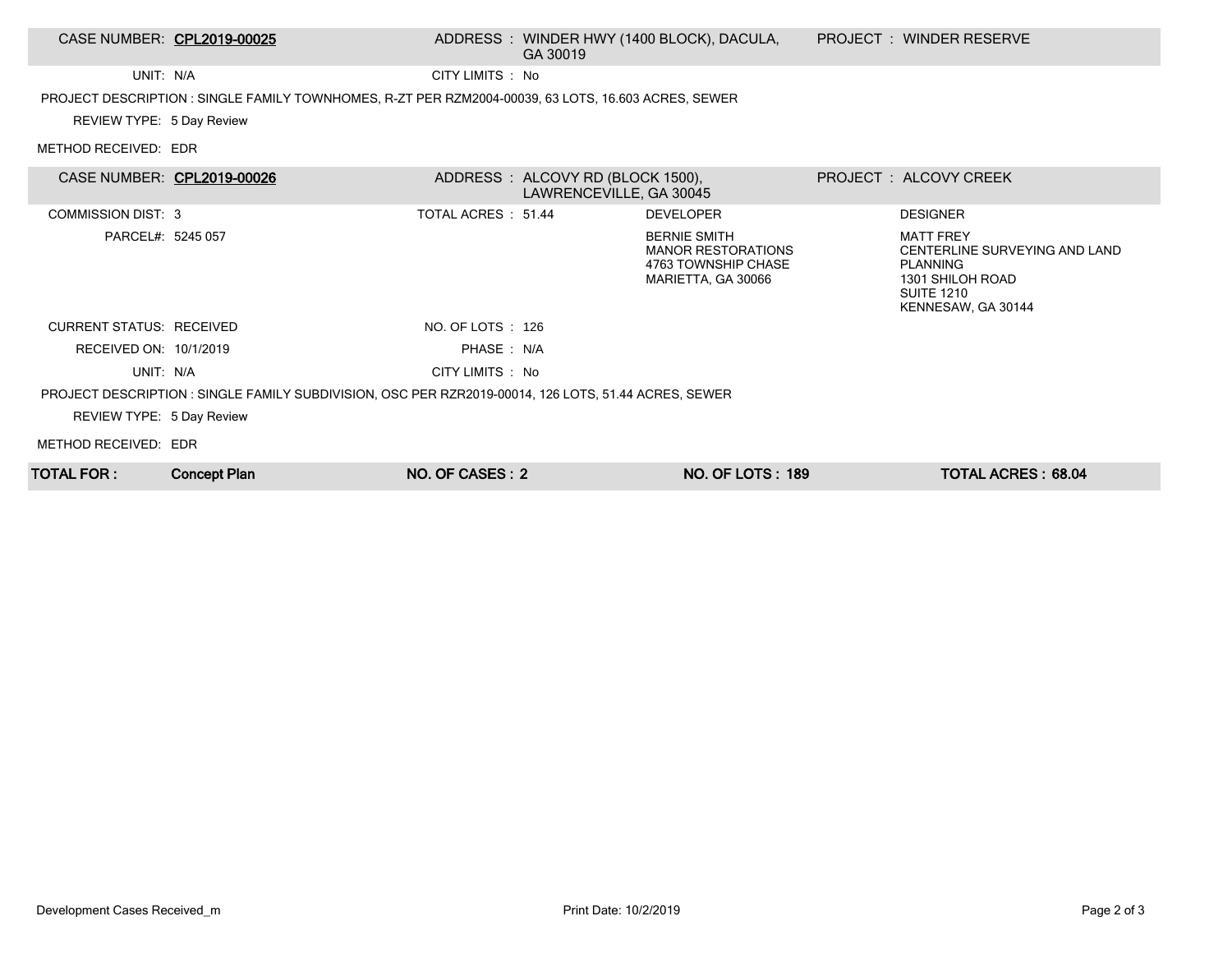**CASE NUMBER:** CPL2019-00025 | **ADDRESS:** WINDER HWY (1400 BLOCK), DACULA, GA 30019 | **PROJECT:** WINDER RESERVE

UNIT: N/A

CITY LIMITS : No

PROJECT DESCRIPTION : SINGLE FAMILY TOWNHOMES, R-ZT PER RZM2004-00039, 63 LOTS, 16.603 ACRES, SEWER

REVIEW TYPE: 5 Day Review

METHOD RECEIVED: EDR

**CASE NUMBER:** CPL2019-00026 | **ADDRESS:** ALCOVY RD (BLOCK 1500), LAWRENCEVILLE, GA 30045 | **PROJECT:** ALCOVY CREEK

COMMISSION DIST: 3

TOTAL ACRES : 51.44

PARCEL#: 5245 057

DEVELOPER:
BERNIE SMITH
MANOR RESTORATIONS
4763 TOWNSHIP CHASE
MARIETTA, GA 30066

DESIGNER:
MATT FREY
CENTERLINE SURVEYING AND LAND PLANNING
1301 SHILOH ROAD
SUITE 1210
KENNESAW, GA 30144

CURRENT STATUS: RECEIVED

NO. OF LOTS : 126

RECEIVED ON: 10/1/2019

PHASE : N/A

UNIT: N/A

CITY LIMITS : No

PROJECT DESCRIPTION : SINGLE FAMILY SUBDIVISION, OSC PER RZR2019-00014, 126 LOTS, 51.44 ACRES, SEWER

REVIEW TYPE: 5 Day Review

METHOD RECEIVED: EDR

| TOTAL FOR : | Concept Plan | NO. OF CASES : 2 | NO. OF LOTS : 189 | TOTAL ACRES : 68.04 |
|---|---|---|---|---|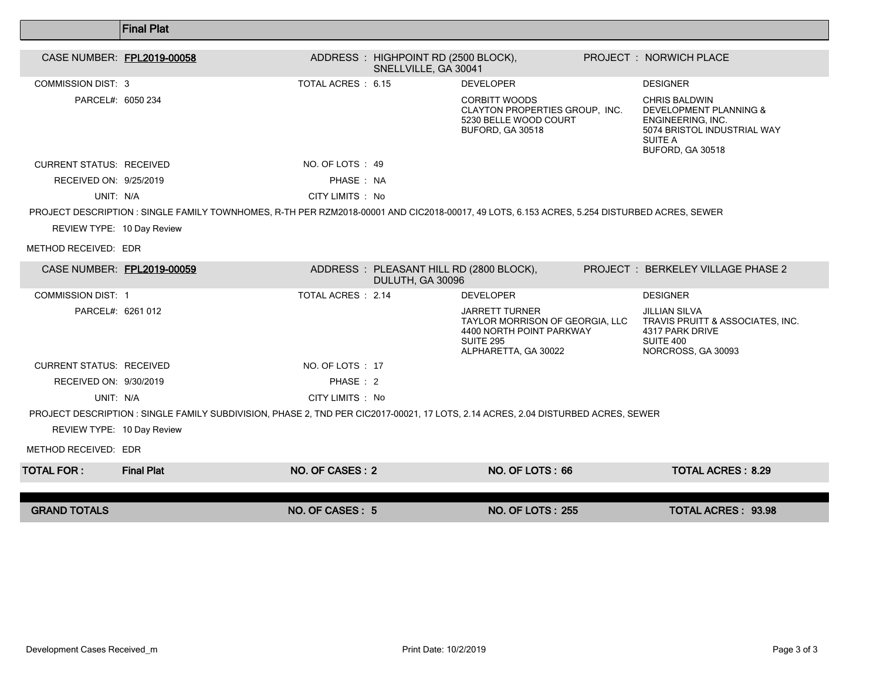## Final Plat

**CASE NUMBER:** FPL2019-00058
**ADDRESS:** HIGHPOINT RD (2500 BLOCK), SNELLVILLE, GA 30041
**PROJECT:** NORWICH PLACE

| | | | |
|---|---|---|---|
| COMMISSION DIST: 3 | TOTAL ACRES : 6.15 | DEVELOPER | DESIGNER |
| PARCEL#: 6050 234 | | CORBITT WOODS<br>CLAYTON PROPERTIES GROUP, INC.<br>5230 BELLE WOOD COURT<br>BUFORD, GA 30518 | CHRIS BALDWIN<br>DEVELOPMENT PLANNING & ENGINEERING, INC.<br>5074 BRISTOL INDUSTRIAL WAY<br>SUITE A<br>BUFORD, GA 30518 |
| CURRENT STATUS: RECEIVED | NO. OF LOTS : 49 | | |
| RECEIVED ON: 9/25/2019 | PHASE : NA | | |
| UNIT: N/A | CITY LIMITS : No | | |

PROJECT DESCRIPTION : SINGLE FAMILY TOWNHOMES, R-TH PER RZM2018-00001 AND CIC2018-00017, 49 LOTS, 6.153 ACRES, 5.254 DISTURBED ACRES, SEWER

REVIEW TYPE: 10 Day Review

METHOD RECEIVED: EDR

**CASE NUMBER:** FPL2019-00059
**ADDRESS:** PLEASANT HILL RD (2800 BLOCK), DULUTH, GA 30096
**PROJECT:** BERKELEY VILLAGE PHASE 2

| | | | |
|---|---|---|---|
| COMMISSION DIST: 1 | TOTAL ACRES : 2.14 | DEVELOPER | DESIGNER |
| PARCEL#: 6261 012 | | JARRETT TURNER<br>TAYLOR MORRISON OF GEORGIA, LLC<br>4400 NORTH POINT PARKWAY<br>SUITE 295<br>ALPHARETTA, GA 30022 | JILLIAN SILVA<br>TRAVIS PRUITT & ASSOCIATES, INC.<br>4317 PARK DRIVE<br>SUITE 400<br>NORCROSS, GA 30093 |
| CURRENT STATUS: RECEIVED | NO. OF LOTS : 17 | | |
| RECEIVED ON: 9/30/2019 | PHASE : 2 | | |
| UNIT: N/A | CITY LIMITS : No | | |

PROJECT DESCRIPTION : SINGLE FAMILY SUBDIVISION, PHASE 2, TND PER CIC2017-00021, 17 LOTS, 2.14 ACRES, 2.04 DISTURBED ACRES, SEWER

REVIEW TYPE: 10 Day Review

METHOD RECEIVED: EDR

| TOTAL FOR : | Final Plat | NO. OF CASES : 2 | NO. OF LOTS : 66 | TOTAL ACRES : 8.29 |
|---|---|---|---|---|

| GRAND TOTALS | NO. OF CASES : 5 | NO. OF LOTS : 255 | TOTAL ACRES : 93.98 |
|---|---|---|---|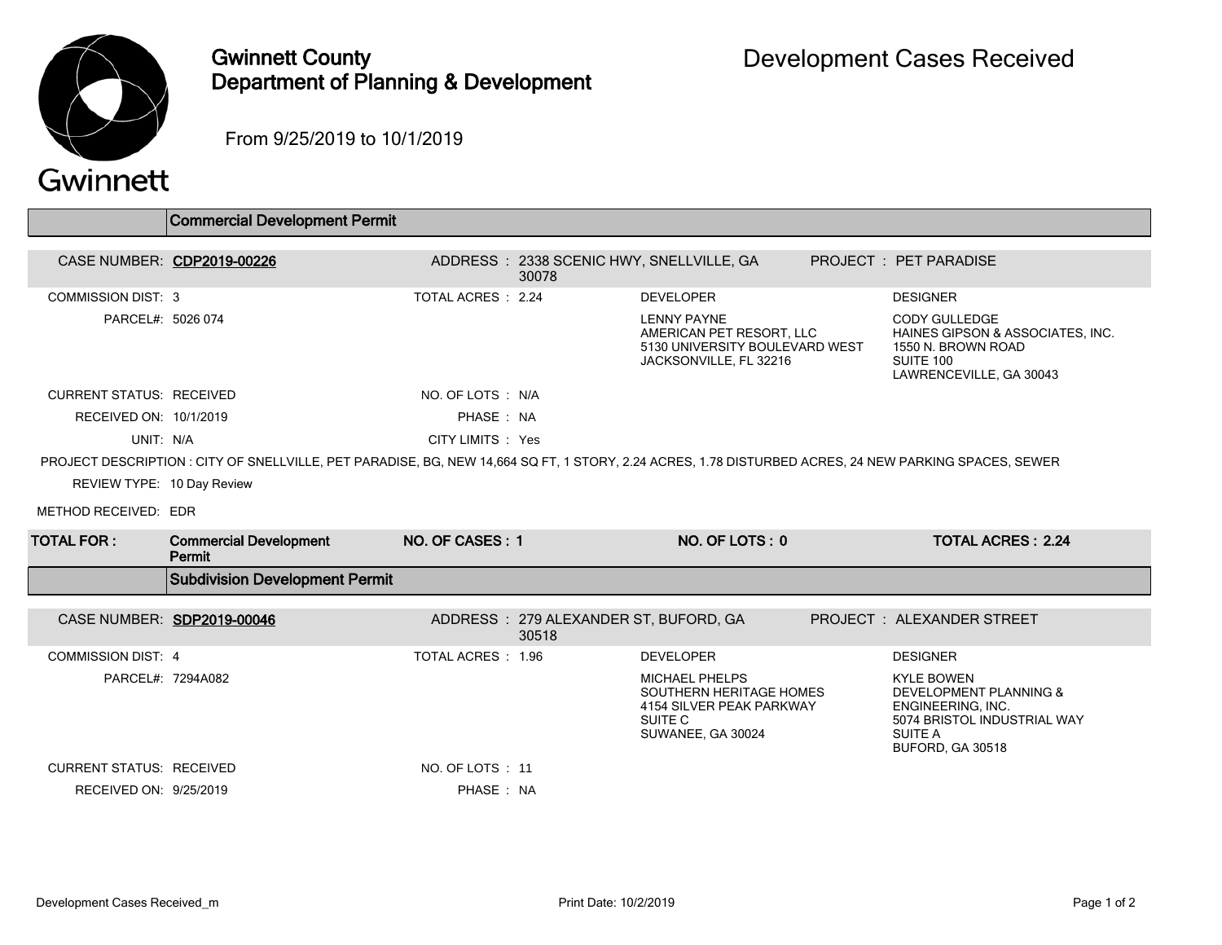# Gwinnett County Department of Planning & Development

## Development Cases Received

From 9/25/2019 to 10/1/2019

### Commercial Development Permit

**CASE NUMBER:** CDP2019-00226
**ADDRESS:** 2338 SCENIC HWY, SNELLVILLE, GA 30078
**PROJECT:** PET PARADISE

COMMISSION DIST: 3
TOTAL ACRES : 2.24
PARCEL#: 5026 074

**DEVELOPER**
LENNY PAYNE
AMERICAN PET RESORT, LLC
5130 UNIVERSITY BOULEVARD WEST
JACKSONVILLE, FL 32216

**DESIGNER**
CODY GULLEDGE
HAINES GIPSON & ASSOCIATES, INC.
1550 N. BROWN ROAD
SUITE 100
LAWRENCEVILLE, GA 30043

CURRENT STATUS: RECEIVED
NO. OF LOTS : N/A
RECEIVED ON: 10/1/2019
PHASE : NA
UNIT: N/A
CITY LIMITS : Yes

PROJECT DESCRIPTION : CITY OF SNELLVILLE, PET PARADISE, BG, NEW 14,664 SQ FT, 1 STORY, 2.24 ACRES, 1.78 DISTURBED ACRES, 24 NEW PARKING SPACES, SEWER

REVIEW TYPE: 10 Day Review

METHOD RECEIVED: EDR

| TOTAL FOR : | Commercial Development Permit | NO. OF CASES : 1 | NO. OF LOTS : 0 | TOTAL ACRES : 2.24 |
|---|---|---|---|---|

### Subdivision Development Permit

**CASE NUMBER:** SDP2019-00046
**ADDRESS:** 279 ALEXANDER ST, BUFORD, GA 30518
**PROJECT:** ALEXANDER STREET

COMMISSION DIST: 4
TOTAL ACRES : 1.96
PARCEL#: 7294A082

**DEVELOPER**
MICHAEL PHELPS
SOUTHERN HERITAGE HOMES
4154 SILVER PEAK PARKWAY
SUITE C
SUWANEE, GA 30024

**DESIGNER**
KYLE BOWEN
DEVELOPMENT PLANNING & ENGINEERING, INC.
5074 BRISTOL INDUSTRIAL WAY
SUITE A
BUFORD, GA 30518

CURRENT STATUS: RECEIVED
NO. OF LOTS : 11
RECEIVED ON: 9/25/2019
PHASE : NA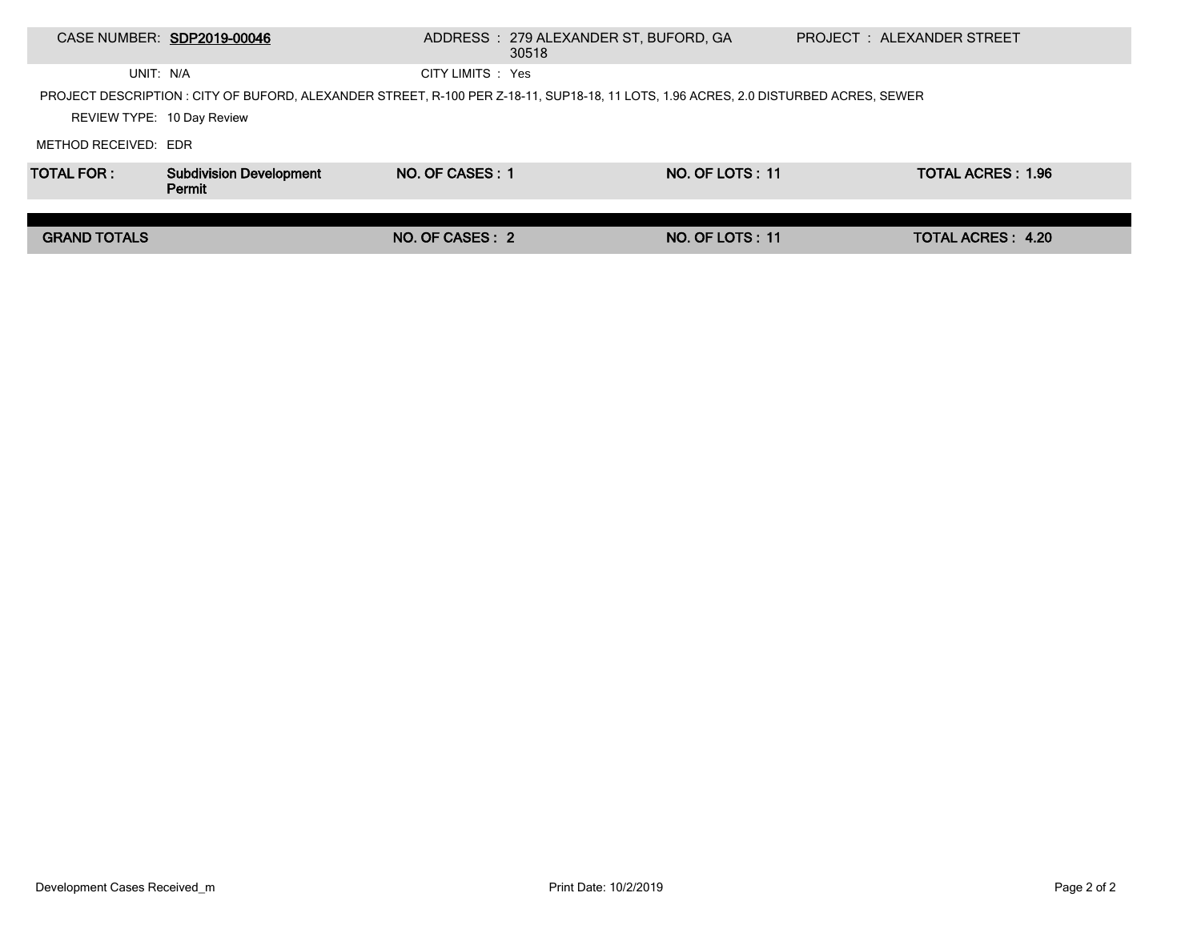| | | | | | |
|---|---|---|---|---|---|
| CASE NUMBER: | **SDP2019-00046** | ADDRESS : | 279 ALEXANDER ST, BUFORD, GA 30518 | PROJECT : | ALEXANDER STREET |
| UNIT: | N/A | CITY LIMITS : | Yes | | |

PROJECT DESCRIPTION : CITY OF BUFORD, ALEXANDER STREET, R-100 PER Z-18-11, SUP18-18, 11 LOTS, 1.96 ACRES, 2.0 DISTURBED ACRES, SEWER

REVIEW TYPE: 10 Day Review

METHOD RECEIVED: EDR

| | | | | |
|---|---|---|---|---|
| **TOTAL FOR :** | **Subdivision Development Permit** | **NO. OF CASES : 1** | **NO. OF LOTS : 11** | **TOTAL ACRES : 1.96** |
| **GRAND TOTALS** | | **NO. OF CASES : 2** | **NO. OF LOTS : 11** | **TOTAL ACRES : 4.20** |

Development Cases Received_m    Print Date: 10/2/2019